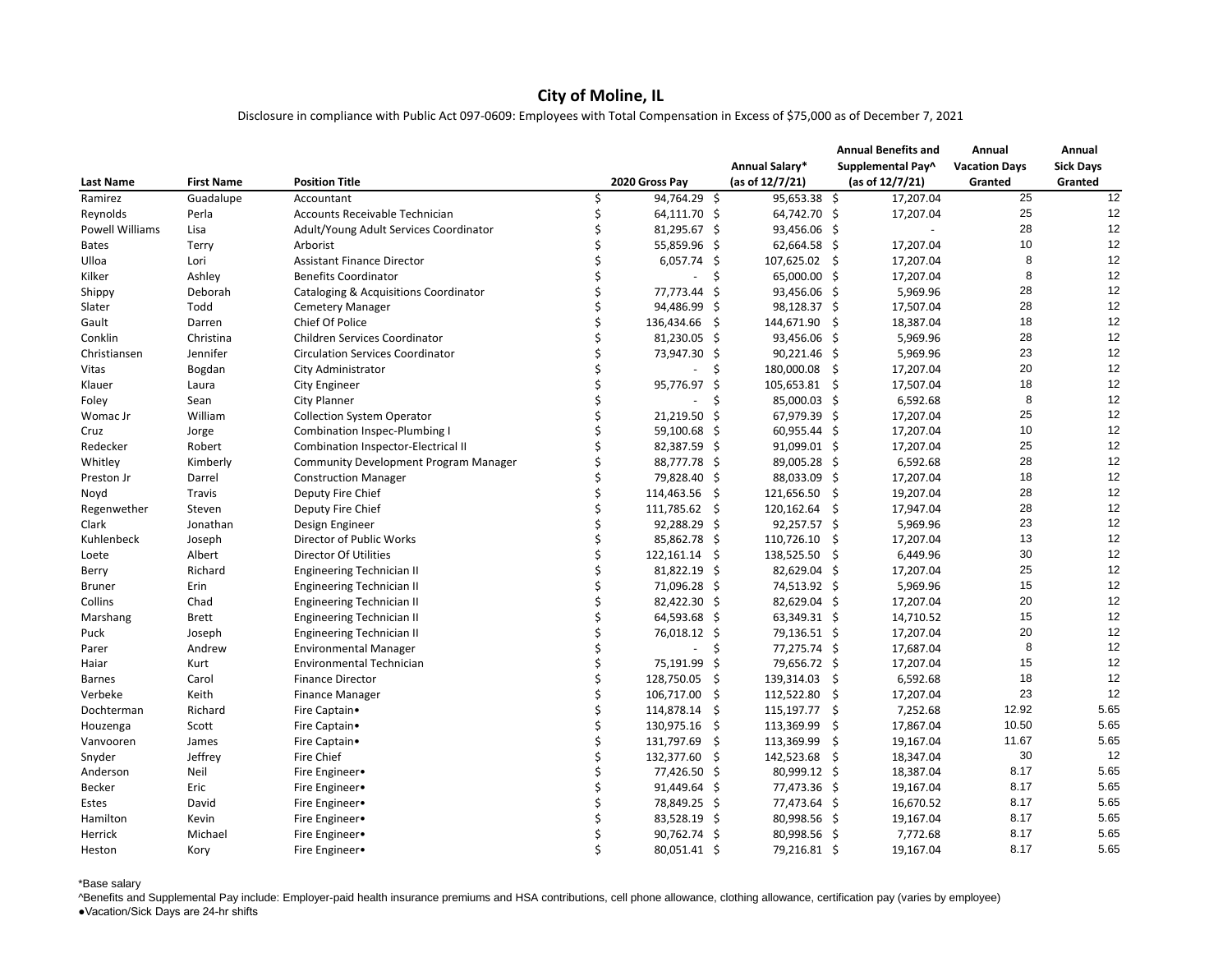# City of Moline, IL

Disclosure in compliance with Public Act 097-0609: Employees with Total Compensation in Excess of $75,000 as of December 7, 2021

| Last Name | First Name | Position Title | 2020 Gross Pay | Annual Salary* (as of 12/7/21) | Annual Benefits and Supplemental Pay^ (as of 12/7/21) | Annual Vacation Days Granted | Annual Sick Days Granted |
|---|---|---|---|---|---|---|---|
| Ramirez | Guadalupe | Accountant | $ 94,764.29 | $ 95,653.38 | $ 17,207.04 | 25 | 12 |
| Reynolds | Perla | Accounts Receivable Technician | $ 64,111.70 | $ 64,742.70 | $ 17,207.04 | 25 | 12 |
| Powell Williams | Lisa | Adult/Young Adult Services Coordinator | $ 81,295.67 | $ 93,456.06 | $ - | 28 | 12 |
| Bates | Terry | Arborist | $ 55,859.96 | $ 62,664.58 | $ 17,207.04 | 10 | 12 |
| Ulloa | Lori | Assistant Finance Director | $ 6,057.74 | $ 107,625.02 | $ 17,207.04 | 8 | 12 |
| Kilker | Ashley | Benefits Coordinator | $ - | $ 65,000.00 | $ 17,207.04 | 8 | 12 |
| Shippy | Deborah | Cataloging & Acquisitions Coordinator | $ 77,773.44 | $ 93,456.06 | $ 5,969.96 | 28 | 12 |
| Slater | Todd | Cemetery Manager | $ 94,486.99 | $ 98,128.37 | $ 17,507.04 | 28 | 12 |
| Gault | Darren | Chief Of Police | $ 136,434.66 | $ 144,671.90 | $ 18,387.04 | 18 | 12 |
| Conklin | Christina | Children Services Coordinator | $ 81,230.05 | $ 93,456.06 | $ 5,969.96 | 28 | 12 |
| Christiansen | Jennifer | Circulation Services Coordinator | $ 73,947.30 | $ 90,221.46 | $ 5,969.96 | 23 | 12 |
| Vitas | Bogdan | City Administrator | $ - | $ 180,000.08 | $ 17,207.04 | 20 | 12 |
| Klauer | Laura | City Engineer | $ 95,776.97 | $ 105,653.81 | $ 17,507.04 | 18 | 12 |
| Foley | Sean | City Planner | $ - | $ 85,000.03 | $ 6,592.68 | 8 | 12 |
| Womac Jr | William | Collection System Operator | $ 21,219.50 | $ 67,979.39 | $ 17,207.04 | 25 | 12 |
| Cruz | Jorge | Combination Inspec-Plumbing I | $ 59,100.68 | $ 60,955.44 | $ 17,207.04 | 10 | 12 |
| Redecker | Robert | Combination Inspector-Electrical II | $ 82,387.59 | $ 91,099.01 | $ 17,207.04 | 25 | 12 |
| Whitley | Kimberly | Community Development Program Manager | $ 88,777.78 | $ 89,005.28 | $ 6,592.68 | 28 | 12 |
| Preston Jr | Darrel | Construction Manager | $ 79,828.40 | $ 88,033.09 | $ 17,207.04 | 18 | 12 |
| Noyd | Travis | Deputy Fire Chief | $ 114,463.56 | $ 121,656.50 | $ 19,207.04 | 28 | 12 |
| Regenwether | Steven | Deputy Fire Chief | $ 111,785.62 | $ 120,162.64 | $ 17,947.04 | 28 | 12 |
| Clark | Jonathan | Design Engineer | $ 92,288.29 | $ 92,257.57 | $ 5,969.96 | 23 | 12 |
| Kuhlenbeck | Joseph | Director of Public Works | $ 85,862.78 | $ 110,726.10 | $ 17,207.04 | 13 | 12 |
| Loete | Albert | Director Of Utilities | $ 122,161.14 | $ 138,525.50 | $ 6,449.96 | 30 | 12 |
| Berry | Richard | Engineering Technician II | $ 81,822.19 | $ 82,629.04 | $ 17,207.04 | 25 | 12 |
| Bruner | Erin | Engineering Technician II | $ 71,096.28 | $ 74,513.92 | $ 5,969.96 | 15 | 12 |
| Collins | Chad | Engineering Technician II | $ 82,422.30 | $ 82,629.04 | $ 17,207.04 | 20 | 12 |
| Marshang | Brett | Engineering Technician II | $ 64,593.68 | $ 63,349.31 | $ 14,710.52 | 15 | 12 |
| Puck | Joseph | Engineering Technician II | $ 76,018.12 | $ 79,136.51 | $ 17,207.04 | 20 | 12 |
| Parer | Andrew | Environmental Manager | $ - | $ 77,275.74 | $ 17,687.04 | 8 | 12 |
| Haiar | Kurt | Environmental Technician | $ 75,191.99 | $ 79,656.72 | $ 17,207.04 | 15 | 12 |
| Barnes | Carol | Finance Director | $ 128,750.05 | $ 139,314.03 | $ 6,592.68 | 18 | 12 |
| Verbeke | Keith | Finance Manager | $ 106,717.00 | $ 112,522.80 | $ 17,207.04 | 23 | 12 |
| Dochterman | Richard | Fire Captain• | $ 114,878.14 | $ 115,197.77 | $ 7,252.68 | 12.92 | 5.65 |
| Houzenga | Scott | Fire Captain• | $ 130,975.16 | $ 113,369.99 | $ 17,867.04 | 10.50 | 5.65 |
| Vanvooren | James | Fire Captain• | $ 131,797.69 | $ 113,369.99 | $ 19,167.04 | 11.67 | 5.65 |
| Snyder | Jeffrey | Fire Chief | $ 132,377.60 | $ 142,523.68 | $ 18,347.04 | 30 | 12 |
| Anderson | Neil | Fire Engineer• | $ 77,426.50 | $ 80,999.12 | $ 18,387.04 | 8.17 | 5.65 |
| Becker | Eric | Fire Engineer• | $ 91,449.64 | $ 77,473.36 | $ 19,167.04 | 8.17 | 5.65 |
| Estes | David | Fire Engineer• | $ 78,849.25 | $ 77,473.64 | $ 16,670.52 | 8.17 | 5.65 |
| Hamilton | Kevin | Fire Engineer• | $ 83,528.19 | $ 80,998.56 | $ 19,167.04 | 8.17 | 5.65 |
| Herrick | Michael | Fire Engineer• | $ 90,762.74 | $ 80,998.56 | $ 7,772.68 | 8.17 | 5.65 |
| Heston | Kory | Fire Engineer• | $ 80,051.41 | $ 79,216.81 | $ 19,167.04 | 8.17 | 5.65 |

*Base salary

^Benefits and Supplemental Pay include: Employer-paid health insurance premiums and HSA contributions, cell phone allowance, clothing allowance, certification pay (varies by employee)

●Vacation/Sick Days are 24-hr shifts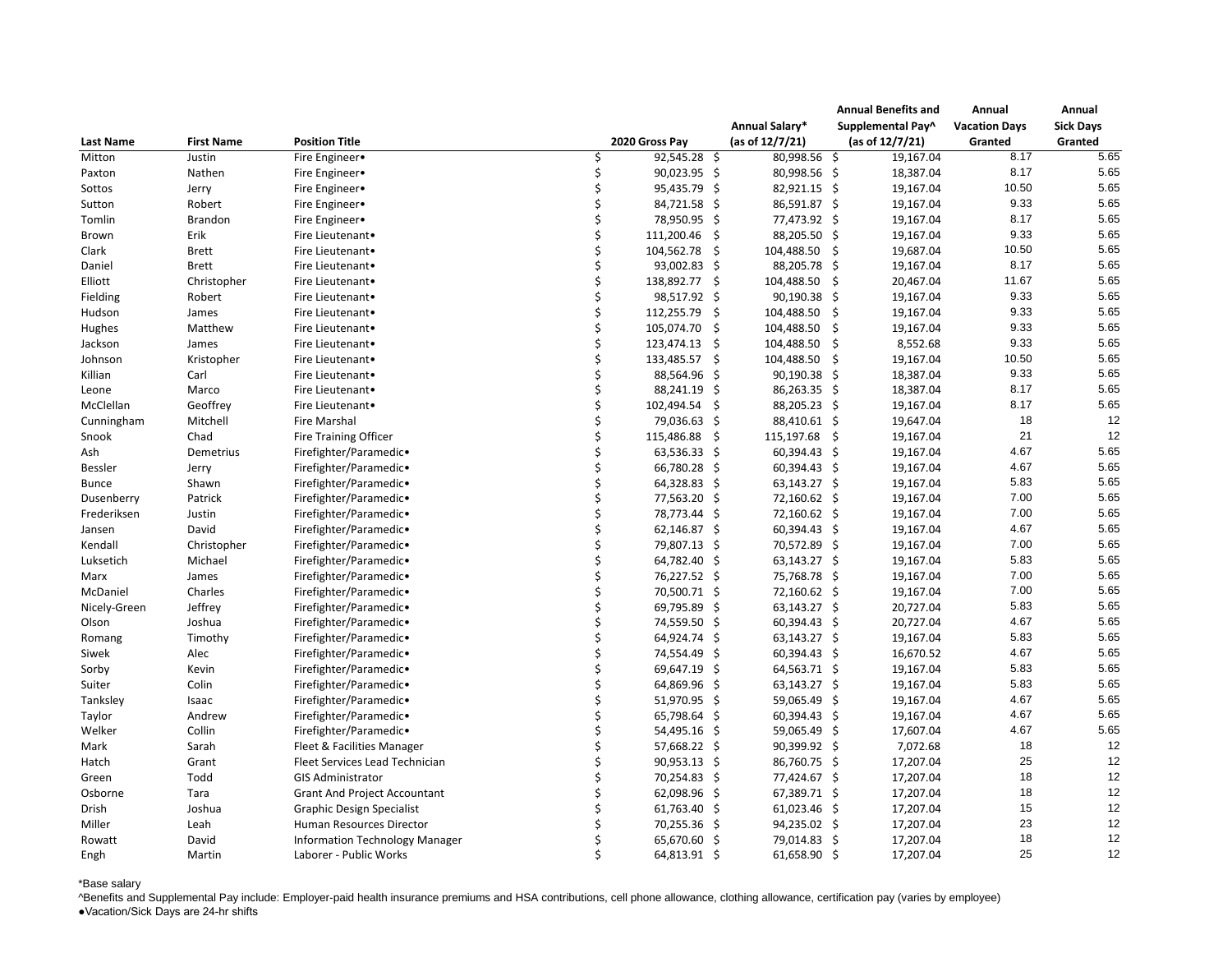| Last Name | First Name | Position Title | 2020 Gross Pay | Annual Salary* (as of 12/7/21) | Annual Benefits and Supplemental Pay^ (as of 12/7/21) | Annual Vacation Days Granted | Annual Sick Days Granted |
|---|---|---|---|---|---|---|---|
| Mitton | Justin | Fire Engineer• | $ 92,545.28 | $ 80,998.56 | $ 19,167.04 | 8.17 | 5.65 |
| Paxton | Nathen | Fire Engineer• | $ 90,023.95 | $ 80,998.56 | $ 18,387.04 | 8.17 | 5.65 |
| Sottos | Jerry | Fire Engineer• | $ 95,435.79 | $ 82,921.15 | $ 19,167.04 | 10.50 | 5.65 |
| Sutton | Robert | Fire Engineer• | $ 84,721.58 | $ 86,591.87 | $ 19,167.04 | 9.33 | 5.65 |
| Tomlin | Brandon | Fire Engineer• | $ 78,950.95 | $ 77,473.92 | $ 19,167.04 | 8.17 | 5.65 |
| Brown | Erik | Fire Lieutenant• | $ 111,200.46 | $ 88,205.50 | $ 19,167.04 | 9.33 | 5.65 |
| Clark | Brett | Fire Lieutenant• | $ 104,562.78 | $ 104,488.50 | $ 19,687.04 | 10.50 | 5.65 |
| Daniel | Brett | Fire Lieutenant• | $ 93,002.83 | $ 88,205.78 | $ 19,167.04 | 8.17 | 5.65 |
| Elliott | Christopher | Fire Lieutenant• | $ 138,892.77 | $ 104,488.50 | $ 20,467.04 | 11.67 | 5.65 |
| Fielding | Robert | Fire Lieutenant• | $ 98,517.92 | $ 90,190.38 | $ 19,167.04 | 9.33 | 5.65 |
| Hudson | James | Fire Lieutenant• | $ 112,255.79 | $ 104,488.50 | $ 19,167.04 | 9.33 | 5.65 |
| Hughes | Matthew | Fire Lieutenant• | $ 105,074.70 | $ 104,488.50 | $ 19,167.04 | 9.33 | 5.65 |
| Jackson | James | Fire Lieutenant• | $ 123,474.13 | $ 104,488.50 | $ 8,552.68 | 9.33 | 5.65 |
| Johnson | Kristopher | Fire Lieutenant• | $ 133,485.57 | $ 104,488.50 | $ 19,167.04 | 10.50 | 5.65 |
| Killian | Carl | Fire Lieutenant• | $ 88,564.96 | $ 90,190.38 | $ 18,387.04 | 9.33 | 5.65 |
| Leone | Marco | Fire Lieutenant• | $ 88,241.19 | $ 86,263.35 | $ 18,387.04 | 8.17 | 5.65 |
| McClellan | Geoffrey | Fire Lieutenant• | $ 102,494.54 | $ 88,205.23 | $ 19,167.04 | 8.17 | 5.65 |
| Cunningham | Mitchell | Fire Marshal | $ 79,036.63 | $ 88,410.61 | $ 19,647.04 | 18 | 12 |
| Snook | Chad | Fire Training Officer | $ 115,486.88 | $ 115,197.68 | $ 19,167.04 | 21 | 12 |
| Ash | Demetrius | Firefighter/Paramedic• | $ 63,536.33 | $ 60,394.43 | $ 19,167.04 | 4.67 | 5.65 |
| Bessler | Jerry | Firefighter/Paramedic• | $ 66,780.28 | $ 60,394.43 | $ 19,167.04 | 4.67 | 5.65 |
| Bunce | Shawn | Firefighter/Paramedic• | $ 64,328.83 | $ 63,143.27 | $ 19,167.04 | 5.83 | 5.65 |
| Dusenberry | Patrick | Firefighter/Paramedic• | $ 77,563.20 | $ 72,160.62 | $ 19,167.04 | 7.00 | 5.65 |
| Frederiksen | Justin | Firefighter/Paramedic• | $ 78,773.44 | $ 72,160.62 | $ 19,167.04 | 7.00 | 5.65 |
| Jansen | David | Firefighter/Paramedic• | $ 62,146.87 | $ 60,394.43 | $ 19,167.04 | 4.67 | 5.65 |
| Kendall | Christopher | Firefighter/Paramedic• | $ 79,807.13 | $ 70,572.89 | $ 19,167.04 | 7.00 | 5.65 |
| Luksetich | Michael | Firefighter/Paramedic• | $ 64,782.40 | $ 63,143.27 | $ 19,167.04 | 5.83 | 5.65 |
| Marx | James | Firefighter/Paramedic• | $ 76,227.52 | $ 75,768.78 | $ 19,167.04 | 7.00 | 5.65 |
| McDaniel | Charles | Firefighter/Paramedic• | $ 70,500.71 | $ 72,160.62 | $ 19,167.04 | 7.00 | 5.65 |
| Nicely-Green | Jeffrey | Firefighter/Paramedic• | $ 69,795.89 | $ 63,143.27 | $ 20,727.04 | 5.83 | 5.65 |
| Olson | Joshua | Firefighter/Paramedic• | $ 74,559.50 | $ 60,394.43 | $ 20,727.04 | 4.67 | 5.65 |
| Romang | Timothy | Firefighter/Paramedic• | $ 64,924.74 | $ 63,143.27 | $ 19,167.04 | 5.83 | 5.65 |
| Siwek | Alec | Firefighter/Paramedic• | $ 74,554.49 | $ 60,394.43 | $ 16,670.52 | 4.67 | 5.65 |
| Sorby | Kevin | Firefighter/Paramedic• | $ 69,647.19 | $ 64,563.71 | $ 19,167.04 | 5.83 | 5.65 |
| Suiter | Colin | Firefighter/Paramedic• | $ 64,869.96 | $ 63,143.27 | $ 19,167.04 | 5.83 | 5.65 |
| Tanksley | Isaac | Firefighter/Paramedic• | $ 51,970.95 | $ 59,065.49 | $ 19,167.04 | 4.67 | 5.65 |
| Taylor | Andrew | Firefighter/Paramedic• | $ 65,798.64 | $ 60,394.43 | $ 19,167.04 | 4.67 | 5.65 |
| Welker | Collin | Firefighter/Paramedic• | $ 54,495.16 | $ 59,065.49 | $ 17,607.04 | 4.67 | 5.65 |
| Mark | Sarah | Fleet & Facilities Manager | $ 57,668.22 | $ 90,399.92 | $ 7,072.68 | 18 | 12 |
| Hatch | Grant | Fleet Services Lead Technician | $ 90,953.13 | $ 86,760.75 | $ 17,207.04 | 25 | 12 |
| Green | Todd | GIS Administrator | $ 70,254.83 | $ 77,424.67 | $ 17,207.04 | 18 | 12 |
| Osborne | Tara | Grant And Project Accountant | $ 62,098.96 | $ 67,389.71 | $ 17,207.04 | 18 | 12 |
| Drish | Joshua | Graphic Design Specialist | $ 61,763.40 | $ 61,023.46 | $ 17,207.04 | 15 | 12 |
| Miller | Leah | Human Resources Director | $ 70,255.36 | $ 94,235.02 | $ 17,207.04 | 23 | 12 |
| Rowatt | David | Information Technology Manager | $ 65,670.60 | $ 79,014.83 | $ 17,207.04 | 18 | 12 |
| Engh | Martin | Laborer - Public Works | $ 64,813.91 | $ 61,658.90 | $ 17,207.04 | 25 | 12 |

*Base salary

^Benefits and Supplemental Pay include: Employer-paid health insurance premiums and HSA contributions, cell phone allowance, clothing allowance, certification pay (varies by employee)

●Vacation/Sick Days are 24-hr shifts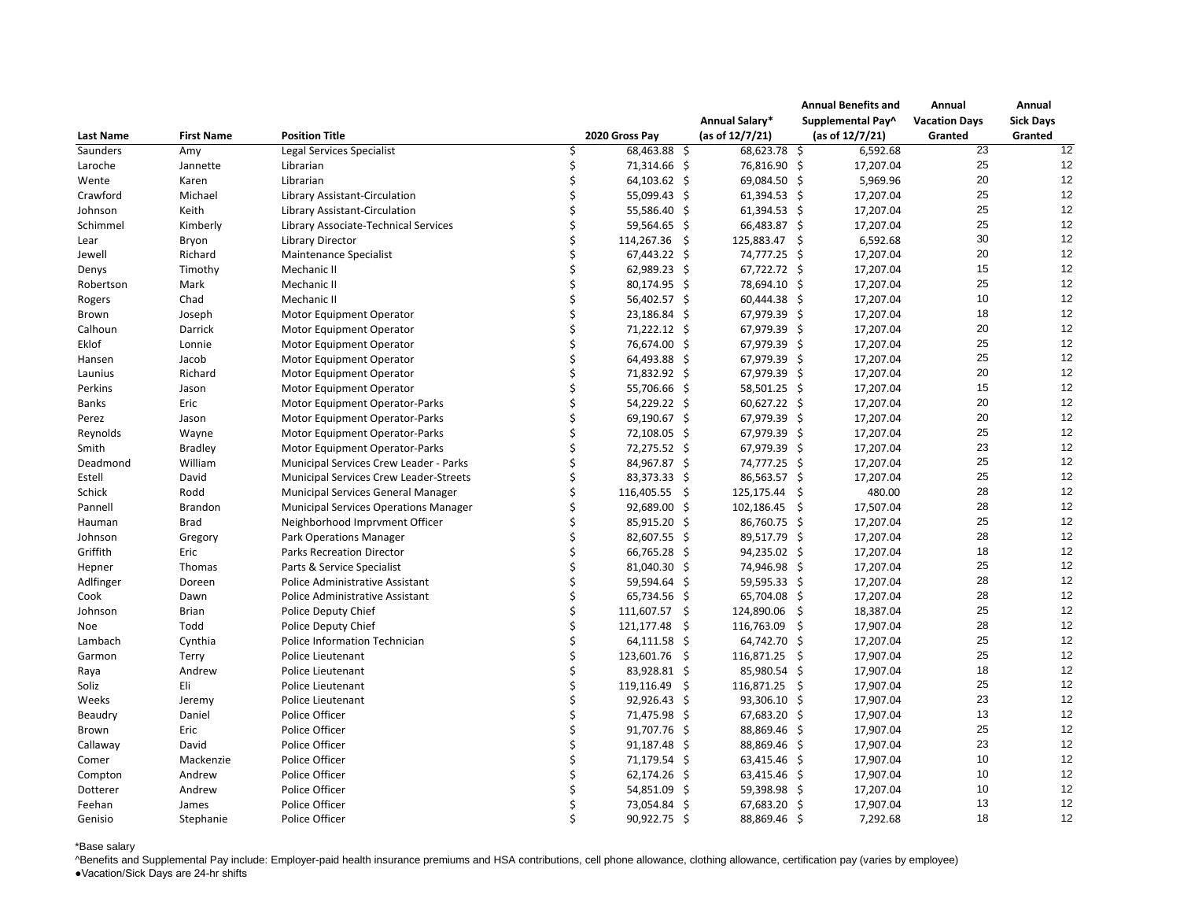| Last Name | First Name | Position Title | 2020 Gross Pay | Annual Salary* (as of 12/7/21) | Annual Benefits and Supplemental Pay^ (as of 12/7/21) | Annual Vacation Days Granted | Annual Sick Days Granted |
|---|---|---|---|---|---|---|---|
| Saunders | Amy | Legal Services Specialist | $ 68,463.88 | $ 68,623.78 | $ 6,592.68 | 23 | 12 |
| Laroche | Jannette | Librarian | $ 71,314.66 | $ 76,816.90 | $ 17,207.04 | 25 | 12 |
| Wente | Karen | Librarian | $ 64,103.62 | $ 69,084.50 | $ 5,969.96 | 20 | 12 |
| Crawford | Michael | Library Assistant-Circulation | $ 55,099.43 | $ 61,394.53 | $ 17,207.04 | 25 | 12 |
| Johnson | Keith | Library Assistant-Circulation | $ 55,586.40 | $ 61,394.53 | $ 17,207.04 | 25 | 12 |
| Schimmel | Kimberly | Library Associate-Technical Services | $ 59,564.65 | $ 66,483.87 | $ 17,207.04 | 25 | 12 |
| Lear | Bryon | Library Director | $ 114,267.36 | $ 125,883.47 | $ 6,592.68 | 30 | 12 |
| Jewell | Richard | Maintenance Specialist | $ 67,443.22 | $ 74,777.25 | $ 17,207.04 | 20 | 12 |
| Denys | Timothy | Mechanic II | $ 62,989.23 | $ 67,722.72 | $ 17,207.04 | 15 | 12 |
| Robertson | Mark | Mechanic II | $ 80,174.95 | $ 78,694.10 | $ 17,207.04 | 25 | 12 |
| Rogers | Chad | Mechanic II | $ 56,402.57 | $ 60,444.38 | $ 17,207.04 | 10 | 12 |
| Brown | Joseph | Motor Equipment Operator | $ 23,186.84 | $ 67,979.39 | $ 17,207.04 | 18 | 12 |
| Calhoun | Darrick | Motor Equipment Operator | $ 71,222.12 | $ 67,979.39 | $ 17,207.04 | 20 | 12 |
| Eklof | Lonnie | Motor Equipment Operator | $ 76,674.00 | $ 67,979.39 | $ 17,207.04 | 25 | 12 |
| Hansen | Jacob | Motor Equipment Operator | $ 64,493.88 | $ 67,979.39 | $ 17,207.04 | 25 | 12 |
| Launius | Richard | Motor Equipment Operator | $ 71,832.92 | $ 67,979.39 | $ 17,207.04 | 20 | 12 |
| Perkins | Jason | Motor Equipment Operator | $ 55,706.66 | $ 58,501.25 | $ 17,207.04 | 15 | 12 |
| Banks | Eric | Motor Equipment Operator-Parks | $ 54,229.22 | $ 60,627.22 | $ 17,207.04 | 20 | 12 |
| Perez | Jason | Motor Equipment Operator-Parks | $ 69,190.67 | $ 67,979.39 | $ 17,207.04 | 20 | 12 |
| Reynolds | Wayne | Motor Equipment Operator-Parks | $ 72,108.05 | $ 67,979.39 | $ 17,207.04 | 25 | 12 |
| Smith | Bradley | Motor Equipment Operator-Parks | $ 72,275.52 | $ 67,979.39 | $ 17,207.04 | 23 | 12 |
| Deadmond | William | Municipal Services Crew Leader - Parks | $ 84,967.87 | $ 74,777.25 | $ 17,207.04 | 25 | 12 |
| Estell | David | Municipal Services Crew Leader-Streets | $ 83,373.33 | $ 86,563.57 | $ 17,207.04 | 25 | 12 |
| Schick | Rodd | Municipal Services General Manager | $ 116,405.55 | $ 125,175.44 | $ 480.00 | 28 | 12 |
| Pannell | Brandon | Municipal Services Operations Manager | $ 92,689.00 | $ 102,186.45 | $ 17,507.04 | 28 | 12 |
| Hauman | Brad | Neighborhood Imprvment Officer | $ 85,915.20 | $ 86,760.75 | $ 17,207.04 | 25 | 12 |
| Johnson | Gregory | Park Operations Manager | $ 82,607.55 | $ 89,517.79 | $ 17,207.04 | 28 | 12 |
| Griffith | Eric | Parks Recreation Director | $ 66,765.28 | $ 94,235.02 | $ 17,207.04 | 18 | 12 |
| Hepner | Thomas | Parts & Service Specialist | $ 81,040.30 | $ 74,946.98 | $ 17,207.04 | 25 | 12 |
| Adlfinger | Doreen | Police Administrative Assistant | $ 59,594.64 | $ 59,595.33 | $ 17,207.04 | 28 | 12 |
| Cook | Dawn | Police Administrative Assistant | $ 65,734.56 | $ 65,704.08 | $ 17,207.04 | 28 | 12 |
| Johnson | Brian | Police Deputy Chief | $ 111,607.57 | $ 124,890.06 | $ 18,387.04 | 25 | 12 |
| Noe | Todd | Police Deputy Chief | $ 121,177.48 | $ 116,763.09 | $ 17,907.04 | 28 | 12 |
| Lambach | Cynthia | Police Information Technician | $ 64,111.58 | $ 64,742.70 | $ 17,207.04 | 25 | 12 |
| Garmon | Terry | Police Lieutenant | $ 123,601.76 | $ 116,871.25 | $ 17,907.04 | 25 | 12 |
| Raya | Andrew | Police Lieutenant | $ 83,928.81 | $ 85,980.54 | $ 17,907.04 | 18 | 12 |
| Soliz | Eli | Police Lieutenant | $ 119,116.49 | $ 116,871.25 | $ 17,907.04 | 25 | 12 |
| Weeks | Jeremy | Police Lieutenant | $ 92,926.43 | $ 93,306.10 | $ 17,907.04 | 23 | 12 |
| Beaudry | Daniel | Police Officer | $ 71,475.98 | $ 67,683.20 | $ 17,907.04 | 13 | 12 |
| Brown | Eric | Police Officer | $ 91,707.76 | $ 88,869.46 | $ 17,907.04 | 25 | 12 |
| Callaway | David | Police Officer | $ 91,187.48 | $ 88,869.46 | $ 17,907.04 | 23 | 12 |
| Comer | Mackenzie | Police Officer | $ 71,179.54 | $ 63,415.46 | $ 17,907.04 | 10 | 12 |
| Compton | Andrew | Police Officer | $ 62,174.26 | $ 63,415.46 | $ 17,907.04 | 10 | 12 |
| Dotterer | Andrew | Police Officer | $ 54,851.09 | $ 59,398.98 | $ 17,207.04 | 10 | 12 |
| Feehan | James | Police Officer | $ 73,054.84 | $ 67,683.20 | $ 17,907.04 | 13 | 12 |
| Genisio | Stephanie | Police Officer | $ 90,922.75 | $ 88,869.46 | $ 7,292.68 | 18 | 12 |

*Base salary

^Benefits and Supplemental Pay include: Employer-paid health insurance premiums and HSA contributions, cell phone allowance, clothing allowance, certification pay (varies by employee)

●Vacation/Sick Days are 24-hr shifts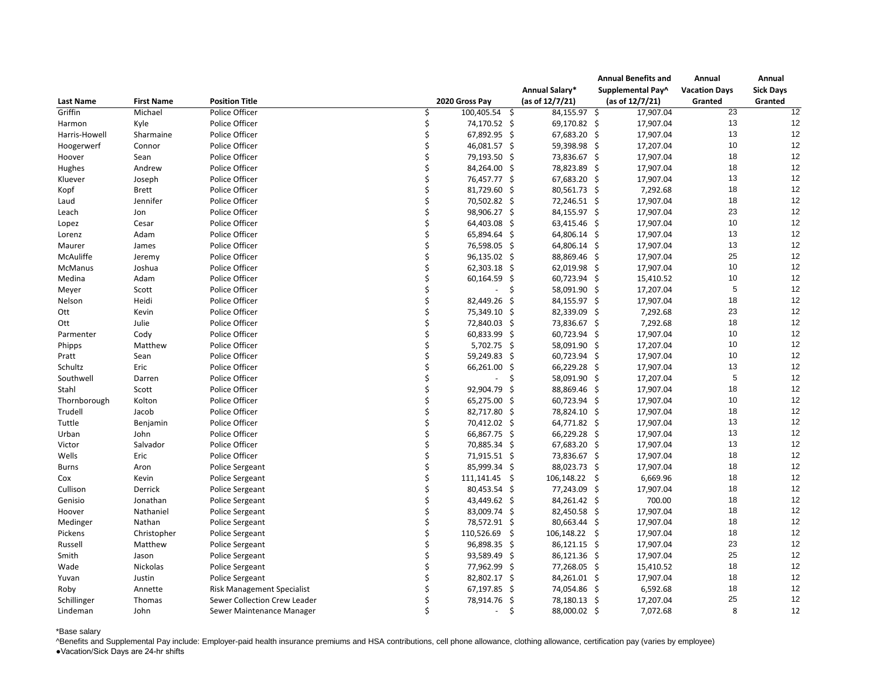| Last Name | First Name | Position Title | 2020 Gross Pay | Annual Salary* (as of 12/7/21) | Annual Benefits and Supplemental Pay^ (as of 12/7/21) | Annual Vacation Days Granted | Annual Sick Days Granted |
|---|---|---|---|---|---|---|---|
| Griffin | Michael | Police Officer | $ 100,405.54 | $ 84,155.97 | $ 17,907.04 | 23 | 12 |
| Harmon | Kyle | Police Officer | $ 74,170.52 | $ 69,170.82 | $ 17,907.04 | 13 | 12 |
| Harris-Howell | Sharmaine | Police Officer | $ 67,892.95 | $ 67,683.20 | $ 17,907.04 | 13 | 12 |
| Hoogerwerf | Connor | Police Officer | $ 46,081.57 | $ 59,398.98 | $ 17,207.04 | 10 | 12 |
| Hoover | Sean | Police Officer | $ 79,193.50 | $ 73,836.67 | $ 17,907.04 | 18 | 12 |
| Hughes | Andrew | Police Officer | $ 84,264.00 | $ 78,823.89 | $ 17,907.04 | 18 | 12 |
| Kluever | Joseph | Police Officer | $ 76,457.77 | $ 67,683.20 | $ 17,907.04 | 13 | 12 |
| Kopf | Brett | Police Officer | $ 81,729.60 | $ 80,561.73 | $ 7,292.68 | 18 | 12 |
| Laud | Jennifer | Police Officer | $ 70,502.82 | $ 72,246.51 | $ 17,907.04 | 18 | 12 |
| Leach | Jon | Police Officer | $ 98,906.27 | $ 84,155.97 | $ 17,907.04 | 23 | 12 |
| Lopez | Cesar | Police Officer | $ 64,403.08 | $ 63,415.46 | $ 17,907.04 | 10 | 12 |
| Lorenz | Adam | Police Officer | $ 65,894.64 | $ 64,806.14 | $ 17,907.04 | 13 | 12 |
| Maurer | James | Police Officer | $ 76,598.05 | $ 64,806.14 | $ 17,907.04 | 13 | 12 |
| McAuliffe | Jeremy | Police Officer | $ 96,135.02 | $ 88,869.46 | $ 17,907.04 | 25 | 12 |
| McManus | Joshua | Police Officer | $ 62,303.18 | $ 62,019.98 | $ 17,907.04 | 10 | 12 |
| Medina | Adam | Police Officer | $ 60,164.59 | $ 60,723.94 | $ 15,410.52 | 10 | 12 |
| Meyer | Scott | Police Officer | $ - | $ 58,091.90 | $ 17,207.04 | 5 | 12 |
| Nelson | Heidi | Police Officer | $ 82,449.26 | $ 84,155.97 | $ 17,907.04 | 18 | 12 |
| Ott | Kevin | Police Officer | $ 75,349.10 | $ 82,339.09 | $ 7,292.68 | 23 | 12 |
| Ott | Julie | Police Officer | $ 72,840.03 | $ 73,836.67 | $ 7,292.68 | 18 | 12 |
| Parmenter | Cody | Police Officer | $ 60,833.99 | $ 60,723.94 | $ 17,907.04 | 10 | 12 |
| Phipps | Matthew | Police Officer | $ 5,702.75 | $ 58,091.90 | $ 17,207.04 | 10 | 12 |
| Pratt | Sean | Police Officer | $ 59,249.83 | $ 60,723.94 | $ 17,907.04 | 10 | 12 |
| Schultz | Eric | Police Officer | $ 66,261.00 | $ 66,229.28 | $ 17,907.04 | 13 | 12 |
| Southwell | Darren | Police Officer | $ - | $ 58,091.90 | $ 17,207.04 | 5 | 12 |
| Stahl | Scott | Police Officer | $ 92,904.79 | $ 88,869.46 | $ 17,907.04 | 18 | 12 |
| Thornborough | Kolton | Police Officer | $ 65,275.00 | $ 60,723.94 | $ 17,907.04 | 10 | 12 |
| Trudell | Jacob | Police Officer | $ 82,717.80 | $ 78,824.10 | $ 17,907.04 | 18 | 12 |
| Tuttle | Benjamin | Police Officer | $ 70,412.02 | $ 64,771.82 | $ 17,907.04 | 13 | 12 |
| Urban | John | Police Officer | $ 66,867.75 | $ 66,229.28 | $ 17,907.04 | 13 | 12 |
| Victor | Salvador | Police Officer | $ 70,885.34 | $ 67,683.20 | $ 17,907.04 | 13 | 12 |
| Wells | Eric | Police Officer | $ 71,915.51 | $ 73,836.67 | $ 17,907.04 | 18 | 12 |
| Burns | Aron | Police Sergeant | $ 85,999.34 | $ 88,023.73 | $ 17,907.04 | 18 | 12 |
| Cox | Kevin | Police Sergeant | $ 111,141.45 | $ 106,148.22 | $ 6,669.96 | 18 | 12 |
| Cullison | Derrick | Police Sergeant | $ 80,453.54 | $ 77,243.09 | $ 17,907.04 | 18 | 12 |
| Genisio | Jonathan | Police Sergeant | $ 43,449.62 | $ 84,261.42 | $ 700.00 | 18 | 12 |
| Hoover | Nathaniel | Police Sergeant | $ 83,009.74 | $ 82,450.58 | $ 17,907.04 | 18 | 12 |
| Medinger | Nathan | Police Sergeant | $ 78,572.91 | $ 80,663.44 | $ 17,907.04 | 18 | 12 |
| Pickens | Christopher | Police Sergeant | $ 110,526.69 | $ 106,148.22 | $ 17,907.04 | 18 | 12 |
| Russell | Matthew | Police Sergeant | $ 96,898.35 | $ 86,121.15 | $ 17,907.04 | 23 | 12 |
| Smith | Jason | Police Sergeant | $ 93,589.49 | $ 86,121.36 | $ 17,907.04 | 25 | 12 |
| Wade | Nickolas | Police Sergeant | $ 77,962.99 | $ 77,268.05 | $ 15,410.52 | 18 | 12 |
| Yuvan | Justin | Police Sergeant | $ 82,802.17 | $ 84,261.01 | $ 17,907.04 | 18 | 12 |
| Roby | Annette | Risk Management Specialist | $ 67,197.85 | $ 74,054.86 | $ 6,592.68 | 18 | 12 |
| Schillinger | Thomas | Sewer Collection Crew Leader | $ 78,914.76 | $ 78,180.13 | $ 17,207.04 | 25 | 12 |
| Lindeman | John | Sewer Maintenance Manager | $ - | $ 88,000.02 | $ 7,072.68 | 8 | 12 |

*Base salary

^Benefits and Supplemental Pay include: Employer-paid health insurance premiums and HSA contributions, cell phone allowance, clothing allowance, certification pay (varies by employee)

●Vacation/Sick Days are 24-hr shifts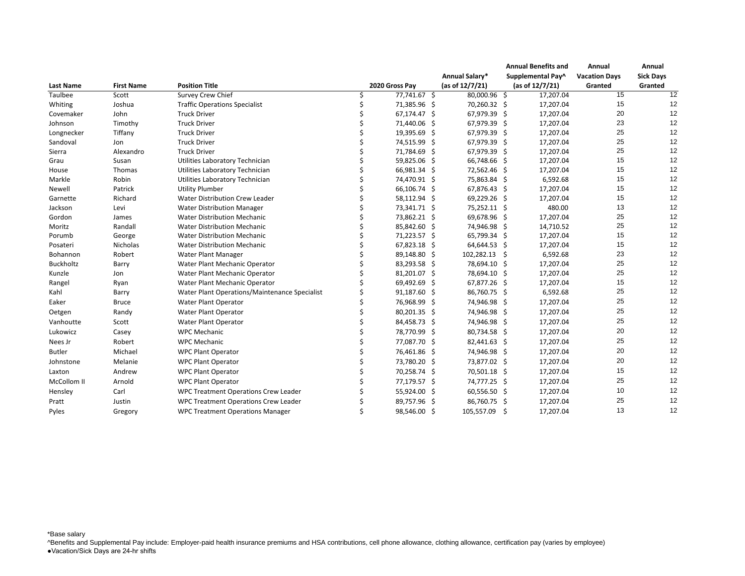| Last Name | First Name | Position Title | 2020 Gross Pay | Annual Salary* (as of 12/7/21) | Annual Benefits and Supplemental Pay^ (as of 12/7/21) | Annual Vacation Days Granted | Annual Sick Days Granted |
|---|---|---|---|---|---|---|---|
| Taulbee | Scott | Survey Crew Chief | $ 77,741.67 | $ 80,000.96 | $ 17,207.04 | 15 | 12 |
| Whiting | Joshua | Traffic Operations Specialist | $ 71,385.96 | $ 70,260.32 | $ 17,207.04 | 15 | 12 |
| Covemaker | John | Truck Driver | $ 67,174.47 | $ 67,979.39 | $ 17,207.04 | 20 | 12 |
| Johnson | Timothy | Truck Driver | $ 71,440.06 | $ 67,979.39 | $ 17,207.04 | 23 | 12 |
| Longnecker | Tiffany | Truck Driver | $ 19,395.69 | $ 67,979.39 | $ 17,207.04 | 25 | 12 |
| Sandoval | Jon | Truck Driver | $ 74,515.99 | $ 67,979.39 | $ 17,207.04 | 25 | 12 |
| Sierra | Alexandro | Truck Driver | $ 71,784.69 | $ 67,979.39 | $ 17,207.04 | 25 | 12 |
| Grau | Susan | Utilities Laboratory Technician | $ 59,825.06 | $ 66,748.66 | $ 17,207.04 | 15 | 12 |
| House | Thomas | Utilities Laboratory Technician | $ 66,981.34 | $ 72,562.46 | $ 17,207.04 | 15 | 12 |
| Markle | Robin | Utilities Laboratory Technician | $ 74,470.91 | $ 75,863.84 | $ 6,592.68 | 15 | 12 |
| Newell | Patrick | Utility Plumber | $ 66,106.74 | $ 67,876.43 | $ 17,207.04 | 15 | 12 |
| Garnette | Richard | Water Distribution Crew Leader | $ 58,112.94 | $ 69,229.26 | $ 17,207.04 | 15 | 12 |
| Jackson | Levi | Water Distribution Manager | $ 73,341.71 | $ 75,252.11 | $ 480.00 | 13 | 12 |
| Gordon | James | Water Distribution Mechanic | $ 73,862.21 | $ 69,678.96 | $ 17,207.04 | 25 | 12 |
| Moritz | Randall | Water Distribution Mechanic | $ 85,842.60 | $ 74,946.98 | $ 14,710.52 | 25 | 12 |
| Porumb | George | Water Distribution Mechanic | $ 71,223.57 | $ 65,799.34 | $ 17,207.04 | 15 | 12 |
| Posateri | Nicholas | Water Distribution Mechanic | $ 67,823.18 | $ 64,644.53 | $ 17,207.04 | 15 | 12 |
| Bohannon | Robert | Water Plant Manager | $ 89,148.80 | $ 102,282.13 | $ 6,592.68 | 23 | 12 |
| Buckholtz | Barry | Water Plant Mechanic Operator | $ 83,293.58 | $ 78,694.10 | $ 17,207.04 | 25 | 12 |
| Kunzle | Jon | Water Plant Mechanic Operator | $ 81,201.07 | $ 78,694.10 | $ 17,207.04 | 25 | 12 |
| Rangel | Ryan | Water Plant Mechanic Operator | $ 69,492.69 | $ 67,877.26 | $ 17,207.04 | 15 | 12 |
| Kahl | Barry | Water Plant Operations/Maintenance Specialist | $ 91,187.60 | $ 86,760.75 | $ 6,592.68 | 25 | 12 |
| Eaker | Bruce | Water Plant Operator | $ 76,968.99 | $ 74,946.98 | $ 17,207.04 | 25 | 12 |
| Oetgen | Randy | Water Plant Operator | $ 80,201.35 | $ 74,946.98 | $ 17,207.04 | 25 | 12 |
| Vanhoutte | Scott | Water Plant Operator | $ 84,458.73 | $ 74,946.98 | $ 17,207.04 | 25 | 12 |
| Lukowicz | Casey | WPC Mechanic | $ 78,770.99 | $ 80,734.58 | $ 17,207.04 | 20 | 12 |
| Nees Jr | Robert | WPC Mechanic | $ 77,087.70 | $ 82,441.63 | $ 17,207.04 | 25 | 12 |
| Butler | Michael | WPC Plant Operator | $ 76,461.86 | $ 74,946.98 | $ 17,207.04 | 20 | 12 |
| Johnstone | Melanie | WPC Plant Operator | $ 73,780.20 | $ 73,877.02 | $ 17,207.04 | 20 | 12 |
| Laxton | Andrew | WPC Plant Operator | $ 70,258.74 | $ 70,501.18 | $ 17,207.04 | 15 | 12 |
| McCollom II | Arnold | WPC Plant Operator | $ 77,179.57 | $ 74,777.25 | $ 17,207.04 | 25 | 12 |
| Hensley | Carl | WPC Treatment Operations Crew Leader | $ 55,924.00 | $ 60,556.50 | $ 17,207.04 | 10 | 12 |
| Pratt | Justin | WPC Treatment Operations Crew Leader | $ 89,757.96 | $ 86,760.75 | $ 17,207.04 | 25 | 12 |
| Pyles | Gregory | WPC Treatment Operations Manager | $ 98,546.00 | $ 105,557.09 | $ 17,207.04 | 13 | 12 |

*Base salary

^Benefits and Supplemental Pay include: Employer-paid health insurance premiums and HSA contributions, cell phone allowance, clothing allowance, certification pay (varies by employee)

●Vacation/Sick Days are 24-hr shifts